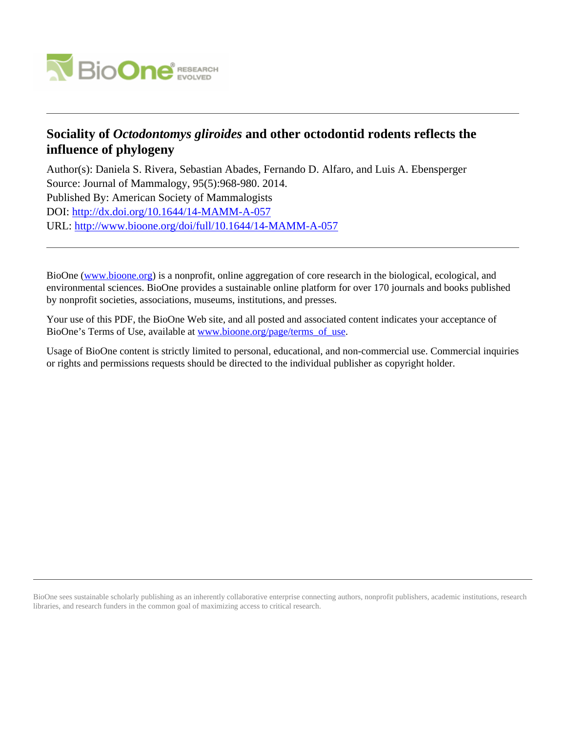# Sociality of *Octodontomys gliroides* and other octodontid rodents reflects the influence of phylogeny

Author(s): Daniela S. Rivera, Sebastian Abades, Fernando D. Alfaro, and Luis A. Ebensperger
Source: Journal of Mammalogy, 95(5):968-980. 2014.
Published By: American Society of Mammalogists
DOI: http://dx.doi.org/10.1644/14-MAMM-A-057
URL: http://www.bioone.org/doi/full/10.1644/14-MAMM-A-057

---

BioOne (www.bioone.org) is a nonprofit, online aggregation of core research in the biological, ecological, and environmental sciences. BioOne provides a sustainable online platform for over 170 journals and books published by nonprofit societies, associations, museums, institutions, and presses.

Your use of this PDF, the BioOne Web site, and all posted and associated content indicates your acceptance of BioOne's Terms of Use, available at www.bioone.org/page/terms_of_use.

Usage of BioOne content is strictly limited to personal, educational, and non-commercial use. Commercial inquiries or rights and permissions requests should be directed to the individual publisher as copyright holder.

---

BioOne sees sustainable scholarly publishing as an inherently collaborative enterprise connecting authors, nonprofit publishers, academic institutions, research libraries, and research funders in the common goal of maximizing access to critical research.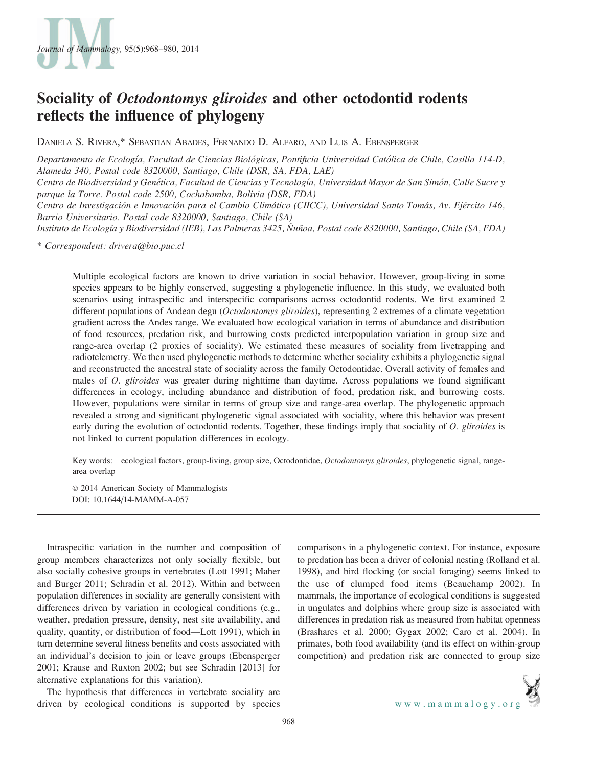# Sociality of *Octodontomys gliroides* and other octodontid rodents reflects the influence of phylogeny

Daniela S. Rivera,* Sebastian Abades, Fernando D. Alfaro, and Luis A. Ebensperger

*Departamento de Ecología, Facultad de Ciencias Biológicas, Pontificia Universidad Católica de Chile, Casilla 114-D, Alameda 340, Postal code 8320000, Santiago, Chile (DSR, SA, FDA, LAE)*
*Centro de Biodiversidad y Genética, Facultad de Ciencias y Tecnología, Universidad Mayor de San Simón, Calle Sucre y parque la Torre. Postal code 2500, Cochabamba, Bolivia (DSR, FDA)*
*Centro de Investigación e Innovación para el Cambio Climático (CIICC), Universidad Santo Tomás, Av. Ejército 146, Barrio Universitario. Postal code 8320000, Santiago, Chile (SA)*
*Instituto de Ecología y Biodiversidad (IEB), Las Palmeras 3425, Ñuñoa, Postal code 8320000, Santiago, Chile (SA, FDA)*

\* *Correspondent: drivera@bio.puc.cl*

Multiple ecological factors are known to drive variation in social behavior. However, group-living in some species appears to be highly conserved, suggesting a phylogenetic influence. In this study, we evaluated both scenarios using intraspecific and interspecific comparisons across octodontid rodents. We first examined 2 different populations of Andean degu (*Octodontomys gliroides*), representing 2 extremes of a climate vegetation gradient across the Andes range. We evaluated how ecological variation in terms of abundance and distribution of food resources, predation risk, and burrowing costs predicted interpopulation variation in group size and range-area overlap (2 proxies of sociality). We estimated these measures of sociality from livetrapping and radiotelemetry. We then used phylogenetic methods to determine whether sociality exhibits a phylogenetic signal and reconstructed the ancestral state of sociality across the family Octodontidae. Overall activity of females and males of *O. gliroides* was greater during nighttime than daytime. Across populations we found significant differences in ecology, including abundance and distribution of food, predation risk, and burrowing costs. However, populations were similar in terms of group size and range-area overlap. The phylogenetic approach revealed a strong and significant phylogenetic signal associated with sociality, where this behavior was present early during the evolution of octodontid rodents. Together, these findings imply that sociality of *O. gliroides* is not linked to current population differences in ecology.

Key words: ecological factors, group-living, group size, Octodontidae, *Octodontomys gliroides*, phylogenetic signal, range-area overlap

© 2014 American Society of Mammalogists
DOI: 10.1644/14-MAMM-A-057

Intraspecific variation in the number and composition of group members characterizes not only socially flexible, but also socially cohesive groups in vertebrates (Lott 1991; Maher and Burger 2011; Schradin et al. 2012). Within and between population differences in sociality are generally consistent with differences driven by variation in ecological conditions (e.g., weather, predation pressure, density, nest site availability, and quality, quantity, or distribution of food—Lott 1991), which in turn determine several fitness benefits and costs associated with an individual's decision to join or leave groups (Ebensperger 2001; Krause and Ruxton 2002; but see Schradin [2013] for alternative explanations for this variation).

The hypothesis that differences in vertebrate sociality are driven by ecological conditions is supported by species comparisons in a phylogenetic context. For instance, exposure to predation has been a driver of colonial nesting (Rolland et al. 1998), and bird flocking (or social foraging) seems linked to the use of clumped food items (Beauchamp 2002). In mammals, the importance of ecological conditions is suggested in ungulates and dolphins where group size is associated with differences in predation risk as measured from habitat openness (Brashares et al. 2000; Gygax 2002; Caro et al. 2004). In primates, both food availability (and its effect on within-group competition) and predation risk are connected to group size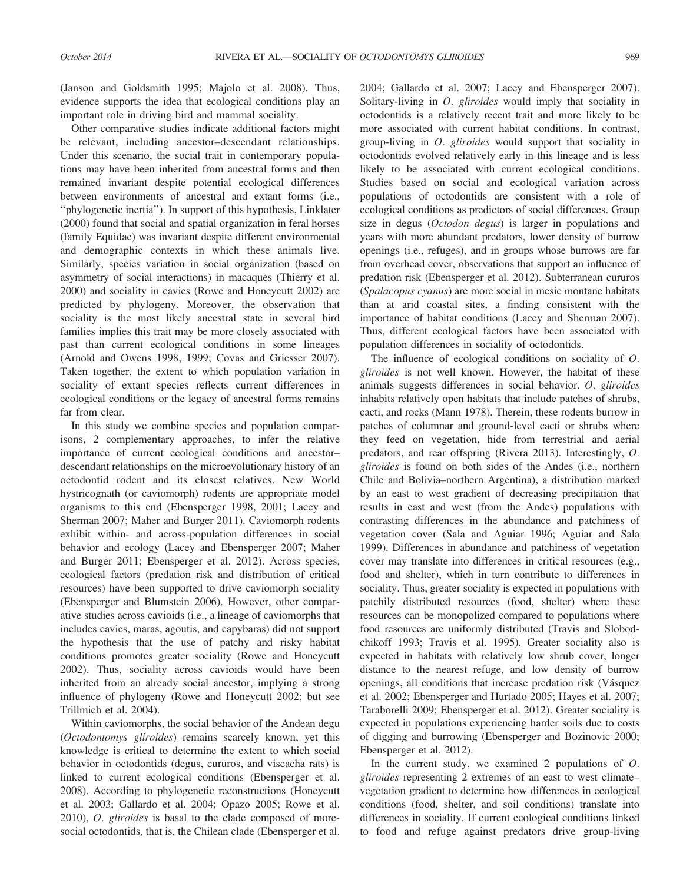(Janson and Goldsmith 1995; Majolo et al. 2008). Thus, evidence supports the idea that ecological conditions play an important role in driving bird and mammal sociality.

Other comparative studies indicate additional factors might be relevant, including ancestor–descendant relationships. Under this scenario, the social trait in contemporary populations may have been inherited from ancestral forms and then remained invariant despite potential ecological differences between environments of ancestral and extant forms (i.e., "phylogenetic inertia"). In support of this hypothesis, Linklater (2000) found that social and spatial organization in feral horses (family Equidae) was invariant despite different environmental and demographic contexts in which these animals live. Similarly, species variation in social organization (based on asymmetry of social interactions) in macaques (Thierry et al. 2000) and sociality in cavies (Rowe and Honeycutt 2002) are predicted by phylogeny. Moreover, the observation that sociality is the most likely ancestral state in several bird families implies this trait may be more closely associated with past than current ecological conditions in some lineages (Arnold and Owens 1998, 1999; Covas and Griesser 2007). Taken together, the extent to which population variation in sociality of extant species reflects current differences in ecological conditions or the legacy of ancestral forms remains far from clear.

In this study we combine species and population comparisons, 2 complementary approaches, to infer the relative importance of current ecological conditions and ancestor–descendant relationships on the microevolutionary history of an octodontid rodent and its closest relatives. New World hystricognath (or caviomorph) rodents are appropriate model organisms to this end (Ebensperger 1998, 2001; Lacey and Sherman 2007; Maher and Burger 2011). Caviomorph rodents exhibit within- and across-population differences in social behavior and ecology (Lacey and Ebensperger 2007; Maher and Burger 2011; Ebensperger et al. 2012). Across species, ecological factors (predation risk and distribution of critical resources) have been supported to drive caviomorph sociality (Ebensperger and Blumstein 2006). However, other comparative studies across cavioids (i.e., a lineage of caviomorphs that includes cavies, maras, agoutis, and capybaras) did not support the hypothesis that the use of patchy and risky habitat conditions promotes greater sociality (Rowe and Honeycutt 2002). Thus, sociality across cavioids would have been inherited from an already social ancestor, implying a strong influence of phylogeny (Rowe and Honeycutt 2002; but see Trillmich et al. 2004).

Within caviomorphs, the social behavior of the Andean degu (*Octodontomys gliroides*) remains scarcely known, yet this knowledge is critical to determine the extent to which social behavior in octodontids (degus, cururos, and viscacha rats) is linked to current ecological conditions (Ebensperger et al. 2008). According to phylogenetic reconstructions (Honeycutt et al. 2003; Gallardo et al. 2004; Opazo 2005; Rowe et al. 2010), *O. gliroides* is basal to the clade composed of more-social octodontids, that is, the Chilean clade (Ebensperger et al. 2004; Gallardo et al. 2007; Lacey and Ebensperger 2007). Solitary-living in *O. gliroides* would imply that sociality in octodontids is a relatively recent trait and more likely to be more associated with current habitat conditions. In contrast, group-living in *O. gliroides* would support that sociality in octodontids evolved relatively early in this lineage and is less likely to be associated with current ecological conditions. Studies based on social and ecological variation across populations of octodontids are consistent with a role of ecological conditions as predictors of social differences. Group size in degus (*Octodon degus*) is larger in populations and years with more abundant predators, lower density of burrow openings (i.e., refuges), and in groups whose burrows are far from overhead cover, observations that support an influence of predation risk (Ebensperger et al. 2012). Subterranean cururos (*Spalacopus cyanus*) are more social in mesic montane habitats than at arid coastal sites, a finding consistent with the importance of habitat conditions (Lacey and Sherman 2007). Thus, different ecological factors have been associated with population differences in sociality of octodontids.

The influence of ecological conditions on sociality of *O. gliroides* is not well known. However, the habitat of these animals suggests differences in social behavior. *O. gliroides* inhabits relatively open habitats that include patches of shrubs, cacti, and rocks (Mann 1978). Therein, these rodents burrow in patches of columnar and ground-level cacti or shrubs where they feed on vegetation, hide from terrestrial and aerial predators, and rear offspring (Rivera 2013). Interestingly, *O. gliroides* is found on both sides of the Andes (i.e., northern Chile and Bolivia–northern Argentina), a distribution marked by an east to west gradient of decreasing precipitation that results in east and west (from the Andes) populations with contrasting differences in the abundance and patchiness of vegetation cover (Sala and Aguiar 1996; Aguiar and Sala 1999). Differences in abundance and patchiness of vegetation cover may translate into differences in critical resources (e.g., food and shelter), which in turn contribute to differences in sociality. Thus, greater sociality is expected in populations with patchily distributed resources (food, shelter) where these resources can be monopolized compared to populations where food resources are uniformly distributed (Travis and Slobodchikoff 1993; Travis et al. 1995). Greater sociality also is expected in habitats with relatively low shrub cover, longer distance to the nearest refuge, and low density of burrow openings, all conditions that increase predation risk (Vásquez et al. 2002; Ebensperger and Hurtado 2005; Hayes et al. 2007; Taraborelli 2009; Ebensperger et al. 2012). Greater sociality is expected in populations experiencing harder soils due to costs of digging and burrowing (Ebensperger and Bozinovic 2000; Ebensperger et al. 2012).

In the current study, we examined 2 populations of *O. gliroides* representing 2 extremes of an east to west climate–vegetation gradient to determine how differences in ecological conditions (food, shelter, and soil conditions) translate into differences in sociality. If current ecological conditions linked to food and refuge against predators drive group-living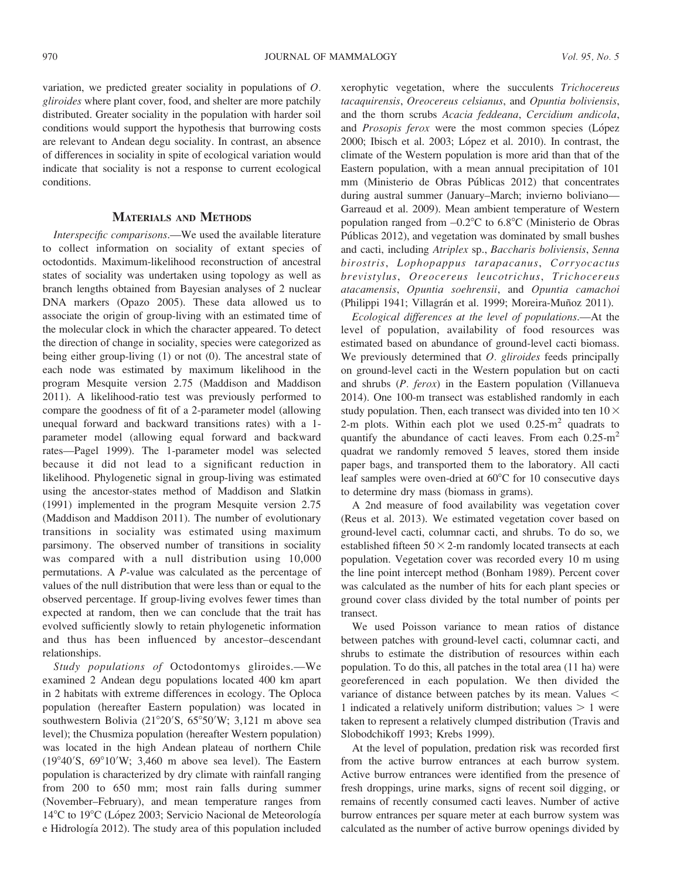variation, we predicted greater sociality in populations of *O. gliroides* where plant cover, food, and shelter are more patchily distributed. Greater sociality in the population with harder soil conditions would support the hypothesis that burrowing costs are relevant to Andean degu sociality. In contrast, an absence of differences in sociality in spite of ecological variation would indicate that sociality is not a response to current ecological conditions.

## Materials and Methods

*Interspecific comparisons.*—We used the available literature to collect information on sociality of extant species of octodontids. Maximum-likelihood reconstruction of ancestral states of sociality was undertaken using topology as well as branch lengths obtained from Bayesian analyses of 2 nuclear DNA markers (Opazo 2005). These data allowed us to associate the origin of group-living with an estimated time of the molecular clock in which the character appeared. To detect the direction of change in sociality, species were categorized as being either group-living (1) or not (0). The ancestral state of each node was estimated by maximum likelihood in the program Mesquite version 2.75 (Maddison and Maddison 2011). A likelihood-ratio test was previously performed to compare the goodness of fit of a 2-parameter model (allowing unequal forward and backward transitions rates) with a 1-parameter model (allowing equal forward and backward rates—Pagel 1999). The 1-parameter model was selected because it did not lead to a significant reduction in likelihood. Phylogenetic signal in group-living was estimated using the ancestor-states method of Maddison and Slatkin (1991) implemented in the program Mesquite version 2.75 (Maddison and Maddison 2011). The number of evolutionary transitions in sociality was estimated using maximum parsimony. The observed number of transitions in sociality was compared with a null distribution using 10,000 permutations. A *P*-value was calculated as the percentage of values of the null distribution that were less than or equal to the observed percentage. If group-living evolves fewer times than expected at random, then we can conclude that the trait has evolved sufficiently slowly to retain phylogenetic information and thus has been influenced by ancestor–descendant relationships.

*Study populations of* Octodontomys gliroides.—We examined 2 Andean degu populations located 400 km apart in 2 habitats with extreme differences in ecology. The Oploca population (hereafter Eastern population) was located in southwestern Bolivia (21°20′S, 65°50′W; 3,121 m above sea level); the Chusmiza population (hereafter Western population) was located in the high Andean plateau of northern Chile (19°40′S, 69°10′W; 3,460 m above sea level). The Eastern population is characterized by dry climate with rainfall ranging from 200 to 650 mm; most rains falls during summer (November–February), and mean temperature ranges from 14°C to 19°C (López 2003; Servicio Nacional de Meteorología e Hidrología 2012). The study area of this population included xerophytic vegetation, where the succulents *Trichocereus tacaquirensis*, *Oreocereus celsianus*, and *Opuntia boliviensis*, and the thorn scrubs *Acacia feddeana*, *Cercidium andicola*, and *Prosopis ferox* were the most common species (López 2000; Ibisch et al. 2003; López et al. 2010). In contrast, the climate of the Western population is more arid than that of the Eastern population, with a mean annual precipitation of 101 mm (Ministerio de Obras Públicas 2012) that concentrates during austral summer (January–March; invierno boliviano—Garreaud et al. 2009). Mean ambient temperature of Western population ranged from –0.2°C to 6.8°C (Ministerio de Obras Públicas 2012), and vegetation was dominated by small bushes and cacti, including *Atriplex* sp., *Baccharis boliviensis*, *Senna birostris*, *Lophopappus tarapacanus*, *Corryocactus brevistylus*, *Oreocereus leucotrichus*, *Trichocereus atacamensis*, *Opuntia soehrensii*, and *Opuntia camachoi* (Philippi 1941; Villagrán et al. 1999; Moreira-Muñoz 2011).

*Ecological differences at the level of populations.*—At the level of population, availability of food resources was estimated based on abundance of ground-level cacti biomass. We previously determined that *O. gliroides* feeds principally on ground-level cacti in the Western population but on cacti and shrubs (*P. ferox*) in the Eastern population (Villanueva 2014). One 100-m transect was established randomly in each study population. Then, each transect was divided into ten $10 \times 2$-m plots. Within each plot we used 0.25-$m^2$ quadrats to quantify the abundance of cacti leaves. From each 0.25-$m^2$ quadrat we randomly removed 5 leaves, stored them inside paper bags, and transported them to the laboratory. All cacti leaf samples were oven-dried at 60°C for 10 consecutive days to determine dry mass (biomass in grams).

A 2nd measure of food availability was vegetation cover (Reus et al. 2013). We estimated vegetation cover based on ground-level cacti, columnar cacti, and shrubs. To do so, we established fifteen $50 \times 2$-m randomly located transects at each population. Vegetation cover was recorded every 10 m using the line point intercept method (Bonham 1989). Percent cover was calculated as the number of hits for each plant species or ground cover class divided by the total number of points per transect.

We used Poisson variance to mean ratios of distance between patches with ground-level cacti, columnar cacti, and shrubs to estimate the distribution of resources within each population. To do this, all patches in the total area (11 ha) were georeferenced in each population. We then divided the variance of distance between patches by its mean. Values $< 1$ indicated a relatively uniform distribution; values $> 1$ were taken to represent a relatively clumped distribution (Travis and Slobodchikoff 1993; Krebs 1999).

At the level of population, predation risk was recorded first from the active burrow entrances at each burrow system. Active burrow entrances were identified from the presence of fresh droppings, urine marks, signs of recent soil digging, or remains of recently consumed cacti leaves. Number of active burrow entrances per square meter at each burrow system was calculated as the number of active burrow openings divided by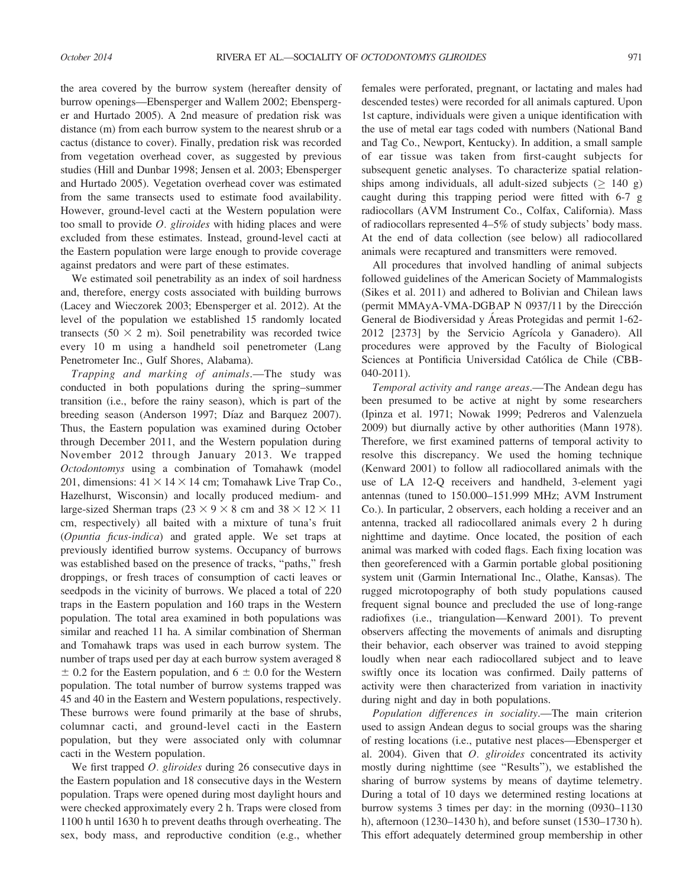the area covered by the burrow system (hereafter density of burrow openings—Ebensperger and Wallem 2002; Ebensperger and Hurtado 2005). A 2nd measure of predation risk was distance (m) from each burrow system to the nearest shrub or a cactus (distance to cover). Finally, predation risk was recorded from vegetation overhead cover, as suggested by previous studies (Hill and Dunbar 1998; Jensen et al. 2003; Ebensperger and Hurtado 2005). Vegetation overhead cover was estimated from the same transects used to estimate food availability. However, ground-level cacti at the Western population were too small to provide *O. gliroides* with hiding places and were excluded from these estimates. Instead, ground-level cacti at the Eastern population were large enough to provide coverage against predators and were part of these estimates.

We estimated soil penetrability as an index of soil hardness and, therefore, energy costs associated with building burrows (Lacey and Wieczorek 2003; Ebensperger et al. 2012). At the level of the population we established 15 randomly located transects ($50 \times 2$ m). Soil penetrability was recorded twice every 10 m using a handheld soil penetrometer (Lang Penetrometer Inc., Gulf Shores, Alabama).

*Trapping and marking of animals*.—The study was conducted in both populations during the spring–summer transition (i.e., before the rainy season), which is part of the breeding season (Anderson 1997; Díaz and Barquez 2007). Thus, the Eastern population was examined during October through December 2011, and the Western population during November 2012 through January 2013. We trapped *Octodontomys* using a combination of Tomahawk (model 201, dimensions: $41 \times 14 \times 14$ cm; Tomahawk Live Trap Co., Hazelhurst, Wisconsin) and locally produced medium- and large-sized Sherman traps ($23 \times 9 \times 8$ cm and $38 \times 12 \times 11$ cm, respectively) all baited with a mixture of tuna's fruit (*Opuntia ficus-indica*) and grated apple. We set traps at previously identified burrow systems. Occupancy of burrows was established based on the presence of tracks, "paths," fresh droppings, or fresh traces of consumption of cacti leaves or seedpods in the vicinity of burrows. We placed a total of 220 traps in the Eastern population and 160 traps in the Western population. The total area examined in both populations was similar and reached 11 ha. A similar combination of Sherman and Tomahawk traps was used in each burrow system. The number of traps used per day at each burrow system averaged 8 $\pm$ 0.2 for the Eastern population, and 6 $\pm$ 0.0 for the Western population. The total number of burrow systems trapped was 45 and 40 in the Eastern and Western populations, respectively. These burrows were found primarily at the base of shrubs, columnar cacti, and ground-level cacti in the Eastern population, but they were associated only with columnar cacti in the Western population.

We first trapped *O. gliroides* during 26 consecutive days in the Eastern population and 18 consecutive days in the Western population. Traps were opened during most daylight hours and were checked approximately every 2 h. Traps were closed from 1100 h until 1630 h to prevent deaths through overheating. The sex, body mass, and reproductive condition (e.g., whether females were perforated, pregnant, or lactating and males had descended testes) were recorded for all animals captured. Upon 1st capture, individuals were given a unique identification with the use of metal ear tags coded with numbers (National Band and Tag Co., Newport, Kentucky). In addition, a small sample of ear tissue was taken from first-caught subjects for subsequent genetic analyses. To characterize spatial relationships among individuals, all adult-sized subjects ($\geq$ 140 g) caught during this trapping period were fitted with 6-7 g radiocollars (AVM Instrument Co., Colfax, California). Mass of radiocollars represented 4–5% of study subjects' body mass. At the end of data collection (see below) all radiocollared animals were recaptured and transmitters were removed.

All procedures that involved handling of animal subjects followed guidelines of the American Society of Mammalogists (Sikes et al. 2011) and adhered to Bolivian and Chilean laws (permit MMAyA-VMA-DGBAP N 0937/11 by the Dirección General de Biodiversidad y Áreas Protegidas and permit 1-62-2012 [2373] by the Servicio Agrícola y Ganadero). All procedures were approved by the Faculty of Biological Sciences at Pontificia Universidad Católica de Chile (CBB-040-2011).

*Temporal activity and range areas*.—The Andean degu has been presumed to be active at night by some researchers (Ipinza et al. 1971; Nowak 1999; Pedreros and Valenzuela 2009) but diurnally active by other authorities (Mann 1978). Therefore, we first examined patterns of temporal activity to resolve this discrepancy. We used the homing technique (Kenward 2001) to follow all radiocollared animals with the use of LA 12-Q receivers and handheld, 3-element yagi antennas (tuned to 150.000–151.999 MHz; AVM Instrument Co.). In particular, 2 observers, each holding a receiver and an antenna, tracked all radiocollared animals every 2 h during nighttime and daytime. Once located, the position of each animal was marked with coded flags. Each fixing location was then georeferenced with a Garmin portable global positioning system unit (Garmin International Inc., Olathe, Kansas). The rugged microtopography of both study populations caused frequent signal bounce and precluded the use of long-range radiofixes (i.e., triangulation—Kenward 2001). To prevent observers affecting the movements of animals and disrupting their behavior, each observer was trained to avoid stepping loudly when near each radiocollared subject and to leave swiftly once its location was confirmed. Daily patterns of activity were then characterized from variation in inactivity during night and day in both populations.

*Population differences in sociality*.—The main criterion used to assign Andean degus to social groups was the sharing of resting locations (i.e., putative nest places—Ebensperger et al. 2004). Given that *O. gliroides* concentrated its activity mostly during nighttime (see "Results"), we established the sharing of burrow systems by means of daytime telemetry. During a total of 10 days we determined resting locations at burrow systems 3 times per day: in the morning (0930–1130 h), afternoon (1230–1430 h), and before sunset (1530–1730 h). This effort adequately determined group membership in other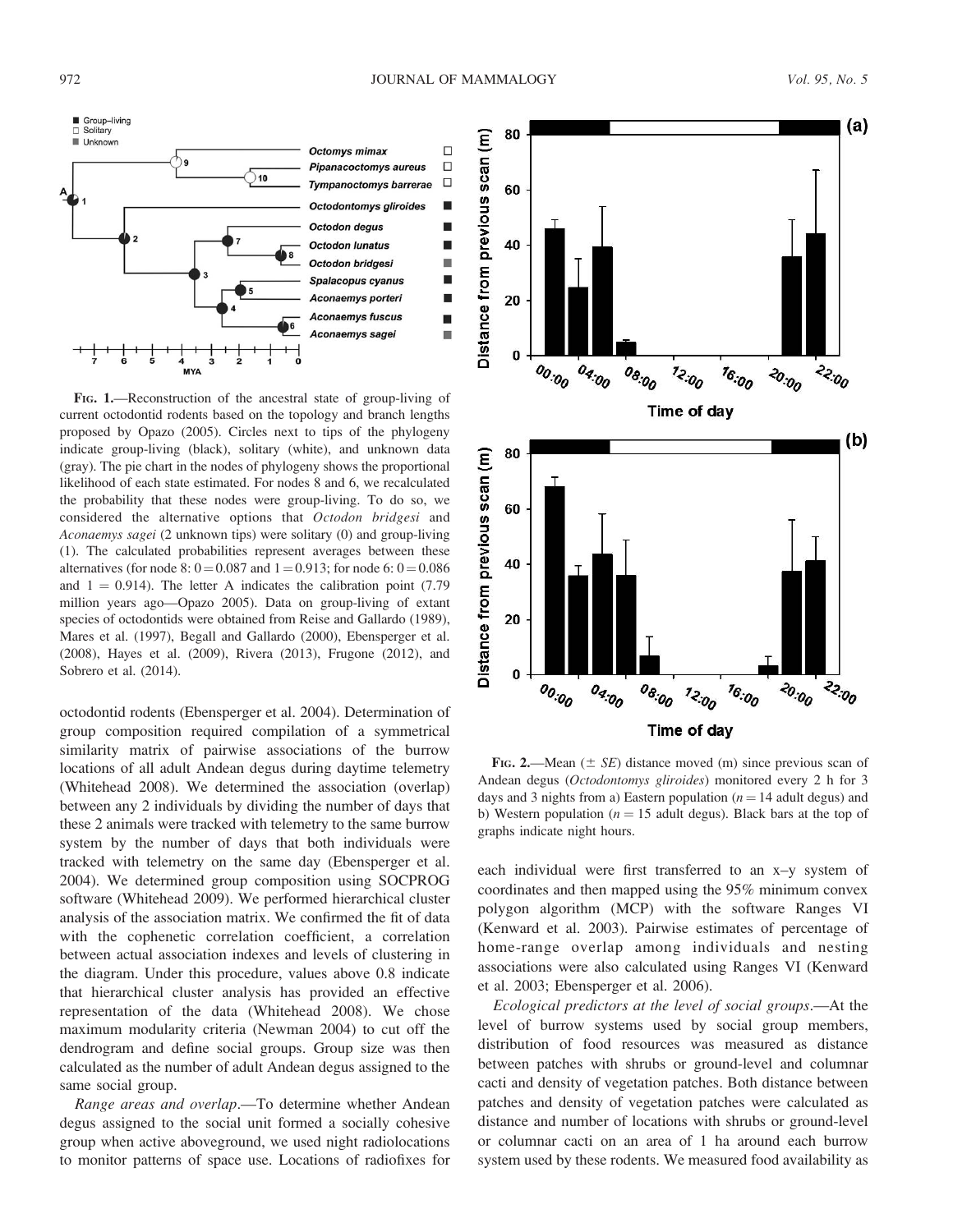**FIG. 1.**—Reconstruction of the ancestral state of group-living of current octodontid rodents based on the topology and branch lengths proposed by Opazo (2005). Circles next to tips of the phylogeny indicate group-living (black), solitary (white), and unknown data (gray). The pie chart in the nodes of phylogeny shows the proportional likelihood of each state estimated. For nodes 8 and 6, we recalculated the probability that these nodes were group-living. To do so, we considered the alternative options that *Octodon bridgesi* and *Aconaemys sagei* (2 unknown tips) were solitary (0) and group-living (1). The calculated probabilities represent averages between these alternatives (for node 8: $0 = 0.087$ and $1 = 0.913$; for node 6: $0 = 0.086$ and $1 = 0.914$). The letter A indicates the calibration point (7.79 million years ago—Opazo 2005). Data on group-living of extant species of octodontids were obtained from Reise and Gallardo (1989), Mares et al. (1997), Begall and Gallardo (2000), Ebensperger et al. (2008), Hayes et al. (2009), Rivera (2013), Frugone (2012), and Sobrero et al. (2014).

octodontid rodents (Ebensperger et al. 2004). Determination of group composition required compilation of a symmetrical similarity matrix of pairwise associations of the burrow locations of all adult Andean degus during daytime telemetry (Whitehead 2008). We determined the association (overlap) between any 2 individuals by dividing the number of days that these 2 animals were tracked with telemetry to the same burrow system by the number of days that both individuals were tracked with telemetry on the same day (Ebensperger et al. 2004). We determined group composition using SOCPROG software (Whitehead 2009). We performed hierarchical cluster analysis of the association matrix. We confirmed the fit of data with the cophenetic correlation coefficient, a correlation between actual association indexes and levels of clustering in the diagram. Under this procedure, values above 0.8 indicate that hierarchical cluster analysis has provided an effective representation of the data (Whitehead 2008). We chose maximum modularity criteria (Newman 2004) to cut off the dendrogram and define social groups. Group size was then calculated as the number of adult Andean degus assigned to the same social group.

*Range areas and overlap.*—To determine whether Andean degus assigned to the social unit formed a socially cohesive group when active aboveground, we used night radiolocations to monitor patterns of space use. Locations of radiofixes for each individual were first transferred to an x–y system of coordinates and then mapped using the 95% minimum convex polygon algorithm (MCP) with the software Ranges VI (Kenward et al. 2003). Pairwise estimates of percentage of home-range overlap among individuals and nesting associations were also calculated using Ranges VI (Kenward et al. 2003; Ebensperger et al. 2006).

**FIG. 2.**—Mean ($\pm$ *SE*) distance moved (m) since previous scan of Andean degus (*Octodontomys gliroides*) monitored every 2 h for 3 days and 3 nights from a) Eastern population ($n = 14$ adult degus) and b) Western population ($n = 15$ adult degus). Black bars at the top of graphs indicate night hours.

*Ecological predictors at the level of social groups.*—At the level of burrow systems used by social group members, distribution of food resources was measured as distance between patches with shrubs or ground-level and columnar cacti and density of vegetation patches. Both distance between patches and density of vegetation patches were calculated as distance and number of locations with shrubs or ground-level or columnar cacti on an area of 1 ha around each burrow system used by these rodents. We measured food availability as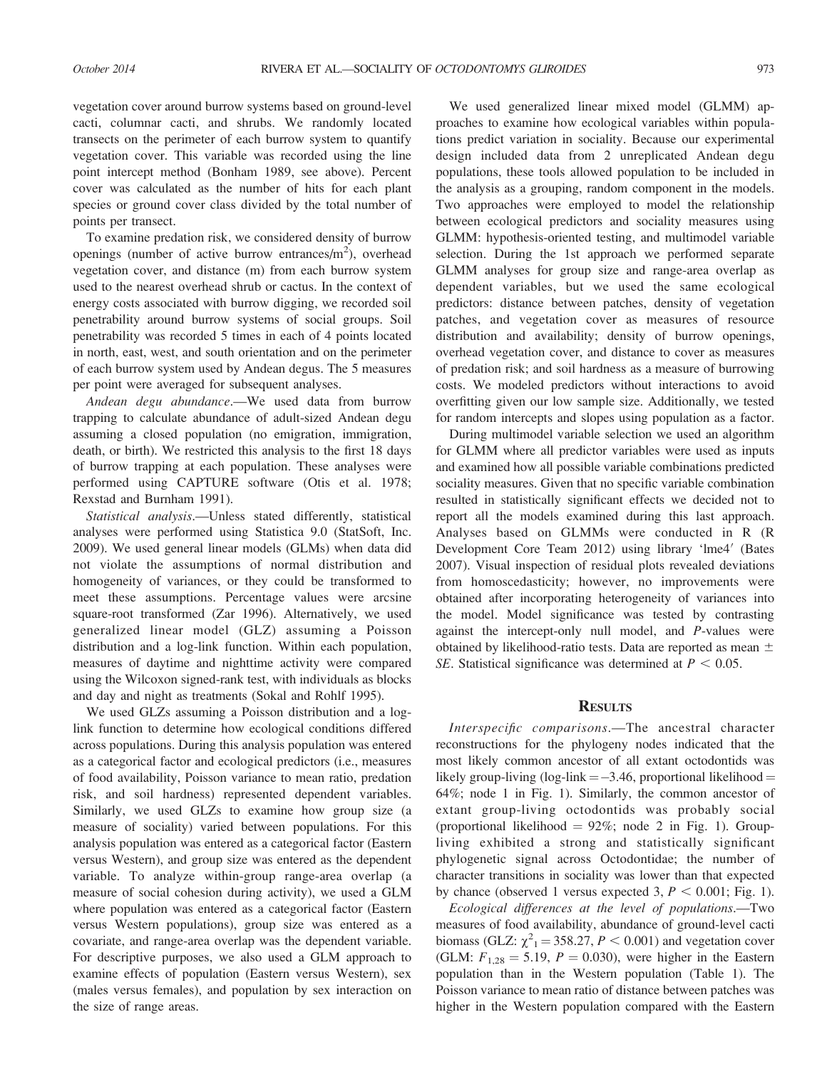vegetation cover around burrow systems based on ground-level cacti, columnar cacti, and shrubs. We randomly located transects on the perimeter of each burrow system to quantify vegetation cover. This variable was recorded using the line point intercept method (Bonham 1989, see above). Percent cover was calculated as the number of hits for each plant species or ground cover class divided by the total number of points per transect.

To examine predation risk, we considered density of burrow openings (number of active burrow entrances/m$^2$), overhead vegetation cover, and distance (m) from each burrow system used to the nearest overhead shrub or cactus. In the context of energy costs associated with burrow digging, we recorded soil penetrability around burrow systems of social groups. Soil penetrability was recorded 5 times in each of 4 points located in north, east, west, and south orientation and on the perimeter of each burrow system used by Andean degus. The 5 measures per point were averaged for subsequent analyses.

*Andean degu abundance*.—We used data from burrow trapping to calculate abundance of adult-sized Andean degu assuming a closed population (no emigration, immigration, death, or birth). We restricted this analysis to the first 18 days of burrow trapping at each population. These analyses were performed using CAPTURE software (Otis et al. 1978; Rexstad and Burnham 1991).

*Statistical analysis*.—Unless stated differently, statistical analyses were performed using Statistica 9.0 (StatSoft, Inc. 2009). We used general linear models (GLMs) when data did not violate the assumptions of normal distribution and homogeneity of variances, or they could be transformed to meet these assumptions. Percentage values were arcsine square-root transformed (Zar 1996). Alternatively, we used generalized linear model (GLZ) assuming a Poisson distribution and a log-link function. Within each population, measures of daytime and nighttime activity were compared using the Wilcoxon signed-rank test, with individuals as blocks and day and night as treatments (Sokal and Rohlf 1995).

We used GLZs assuming a Poisson distribution and a log-link function to determine how ecological conditions differed across populations. During this analysis population was entered as a categorical factor and ecological predictors (i.e., measures of food availability, Poisson variance to mean ratio, predation risk, and soil hardness) represented dependent variables. Similarly, we used GLZs to examine how group size (a measure of sociality) varied between populations. For this analysis population was entered as a categorical factor (Eastern versus Western), and group size was entered as the dependent variable. To analyze within-group range-area overlap (a measure of social cohesion during activity), we used a GLM where population was entered as a categorical factor (Eastern versus Western populations), group size was entered as a covariate, and range-area overlap was the dependent variable. For descriptive purposes, we also used a GLM approach to examine effects of population (Eastern versus Western), sex (males versus females), and population by sex interaction on the size of range areas.

We used generalized linear mixed model (GLMM) approaches to examine how ecological variables within populations predict variation in sociality. Because our experimental design included data from 2 unreplicated Andean degu populations, these tools allowed population to be included in the analysis as a grouping, random component in the models. Two approaches were employed to model the relationship between ecological predictors and sociality measures using GLMM: hypothesis-oriented testing, and multimodel variable selection. During the 1st approach we performed separate GLMM analyses for group size and range-area overlap as dependent variables, but we used the same ecological predictors: distance between patches, density of vegetation patches, and vegetation cover as measures of resource distribution and availability; density of burrow openings, overhead vegetation cover, and distance to cover as measures of predation risk; and soil hardness as a measure of burrowing costs. We modeled predictors without interactions to avoid overfitting given our low sample size. Additionally, we tested for random intercepts and slopes using population as a factor.

During multimodel variable selection we used an algorithm for GLMM where all predictor variables were used as inputs and examined how all possible variable combinations predicted sociality measures. Given that no specific variable combination resulted in statistically significant effects we decided not to report all the models examined during this last approach. Analyses based on GLMMs were conducted in R (R Development Core Team 2012) using library 'lme4′ (Bates 2007). Visual inspection of residual plots revealed deviations from homoscedasticity; however, no improvements were obtained after incorporating heterogeneity of variances into the model. Model significance was tested by contrasting against the intercept-only null model, and *P*-values were obtained by likelihood-ratio tests. Data are reported as mean ± *SE*. Statistical significance was determined at $P < 0.05$.

## Results

*Interspecific comparisons*.—The ancestral character reconstructions for the phylogeny nodes indicated that the most likely common ancestor of all extant octodontids was likely group-living (log-link = −3.46, proportional likelihood = 64%; node 1 in Fig. 1). Similarly, the common ancestor of extant group-living octodontids was probably social (proportional likelihood = 92%; node 2 in Fig. 1). Group-living exhibited a strong and statistically significant phylogenetic signal across Octodontidae; the number of character transitions in sociality was lower than that expected by chance (observed 1 versus expected 3, $P < 0.001$; Fig. 1).

*Ecological differences at the level of populations*.—Two measures of food availability, abundance of ground-level cacti biomass (GLZ: $\chi^2_1 = 358.27$, $P < 0.001$) and vegetation cover (GLM: $F_{1,28} = 5.19$, $P = 0.030$), were higher in the Eastern population than in the Western population (Table 1). The Poisson variance to mean ratio of distance between patches was higher in the Western population compared with the Eastern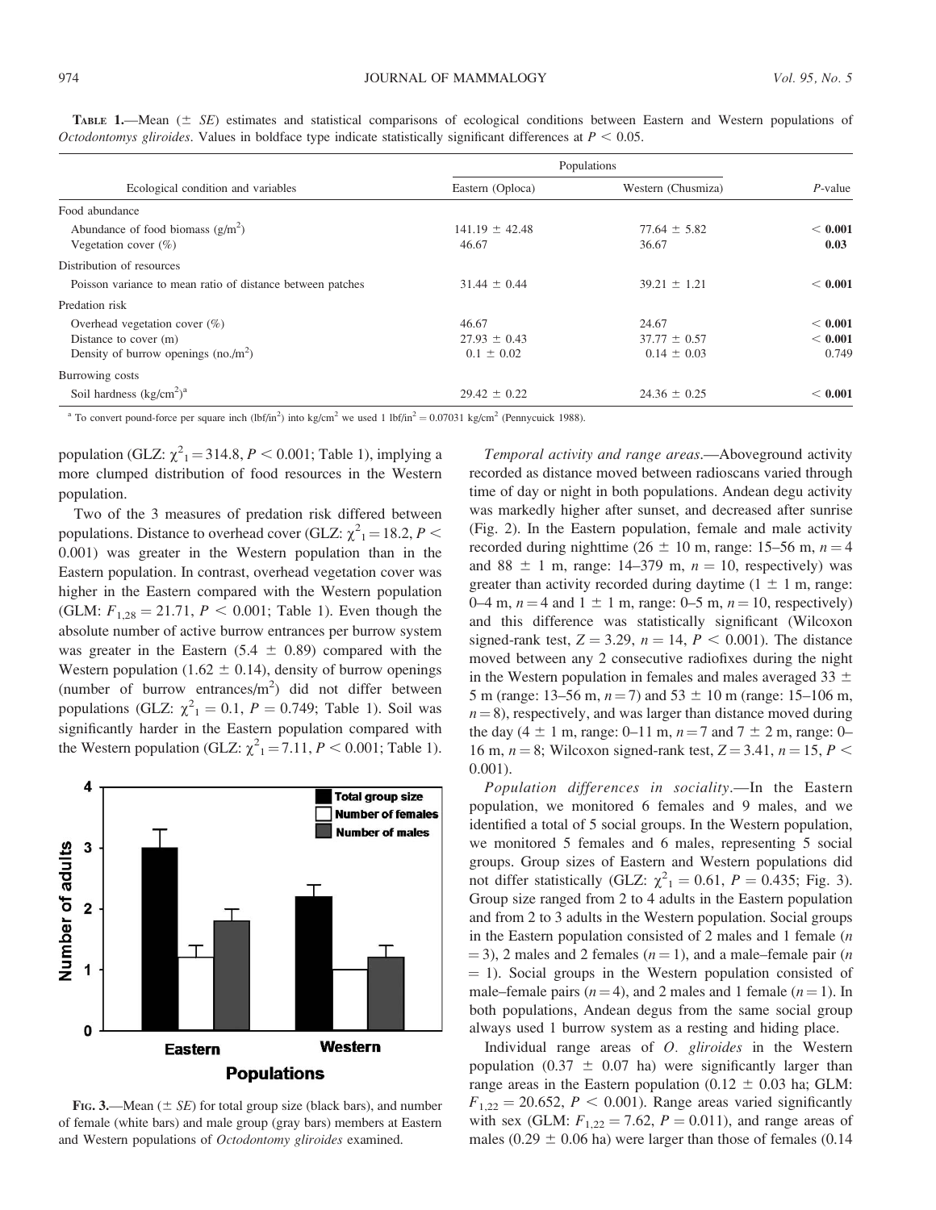**TABLE 1.**—Mean (± *SE*) estimates and statistical comparisons of ecological conditions between Eastern and Western populations of *Octodontomys gliroides*. Values in boldface type indicate statistically significant differences at $P < 0.05$.

| Ecological condition and variables | Populations | | *P*-value |
|---|---|---|---|
| | Eastern (Oploca) | Western (Chusmiza) | |
| Food abundance | | | |
| Abundance of food biomass ($g/m^2$) | 141.19 ± 42.48 | 77.64 ± 5.82 | **< 0.001** |
| Vegetation cover (%) | 46.67 | 36.67 | **0.03** |
| Distribution of resources | | | |
| Poisson variance to mean ratio of distance between patches | 31.44 ± 0.44 | 39.21 ± 1.21 | **< 0.001** |
| Predation risk | | | |
| Overhead vegetation cover (%) | 46.67 | 24.67 | **< 0.001** |
| Distance to cover (m) | 27.93 ± 0.43 | 37.77 ± 0.57 | **< 0.001** |
| Density of burrow openings (no./$m^2$) | 0.1 ± 0.02 | 0.14 ± 0.03 | 0.749 |
| Burrowing costs | | | |
| Soil hardness ($kg/cm^2$)[a] | 29.42 ± 0.22 | 24.36 ± 0.25 | **< 0.001** |

[a] To convert pound-force per square inch ($lbf/in^2$) into $kg/cm^2$ we used 1 $lbf/in^2$ = 0.07031 $kg/cm^2$ (Pennycuick 1988).

population (GLZ: $\chi^2_1 = 314.8$, $P < 0.001$; Table 1), implying a more clumped distribution of food resources in the Western population.

Two of the 3 measures of predation risk differed between populations. Distance to overhead cover (GLZ: $\chi^2_1 = 18.2$, $P < 0.001$) was greater in the Western population than in the Eastern population. In contrast, overhead vegetation cover was higher in the Eastern compared with the Western population (GLM: $F_{1,28} = 21.71$, $P < 0.001$; Table 1). Even though the absolute number of active burrow entrances per burrow system was greater in the Eastern (5.4 ± 0.89) compared with the Western population (1.62 ± 0.14), density of burrow openings (number of burrow entrances/$m^2$) did not differ between populations (GLZ: $\chi^2_1 = 0.1$, $P = 0.749$; Table 1). Soil was significantly harder in the Eastern population compared with the Western population (GLZ: $\chi^2_1 = 7.11$, $P < 0.001$; Table 1).

**FIG. 3.**—Mean (± *SE*) for total group size (black bars), and number of female (white bars) and male group (gray bars) members at Eastern and Western populations of *Octodontomy gliroides* examined.

*Temporal activity and range areas.*—Aboveground activity recorded as distance moved between radioscans varied through time of day or night in both populations. Andean degu activity was markedly higher after sunset, and decreased after sunrise (Fig. 2). In the Eastern population, female and male activity recorded during nighttime (26 ± 10 m, range: 15–56 m, $n = 4$ and 88 ± 1 m, range: 14–379 m, $n = 10$, respectively) was greater than activity recorded during daytime (1 ± 1 m, range: 0–4 m, $n = 4$ and 1 ± 1 m, range: 0–5 m, $n = 10$, respectively) and this difference was statistically significant (Wilcoxon signed-rank test, $Z = 3.29$, $n = 14$, $P < 0.001$). The distance moved between any 2 consecutive radiofixes during the night in the Western population in females and males averaged 33 ± 5 m (range: 13–56 m, $n = 7$) and 53 ± 10 m (range: 15–106 m, $n = 8$), respectively, and was larger than distance moved during the day (4 ± 1 m, range: 0–11 m, $n = 7$ and 7 ± 2 m, range: 0–16 m, $n = 8$; Wilcoxon signed-rank test, $Z = 3.41$, $n = 15$, $P < 0.001$).

*Population differences in sociality.*—In the Eastern population, we monitored 6 females and 9 males, and we identified a total of 5 social groups. In the Western population, we monitored 5 females and 6 males, representing 5 social groups. Group sizes of Eastern and Western populations did not differ statistically (GLZ: $\chi^2_1 = 0.61$, $P = 0.435$; Fig. 3). Group size ranged from 2 to 4 adults in the Eastern population and from 2 to 3 adults in the Western population. Social groups in the Eastern population consisted of 2 males and 1 female ($n = 3$), 2 males and 2 females ($n = 1$), and a male–female pair ($n = 1$). Social groups in the Western population consisted of male–female pairs ($n = 4$), and 2 males and 1 female ($n = 1$). In both populations, Andean degus from the same social group always used 1 burrow system as a resting and hiding place.

Individual range areas of *O. gliroides* in the Western population (0.37 ± 0.07 ha) were significantly larger than range areas in the Eastern population (0.12 ± 0.03 ha; GLM: $F_{1,22} = 20.652$, $P < 0.001$). Range areas varied significantly with sex (GLM: $F_{1,22} = 7.62$, $P = 0.011$), and range areas of males (0.29 ± 0.06 ha) were larger than those of females (0.14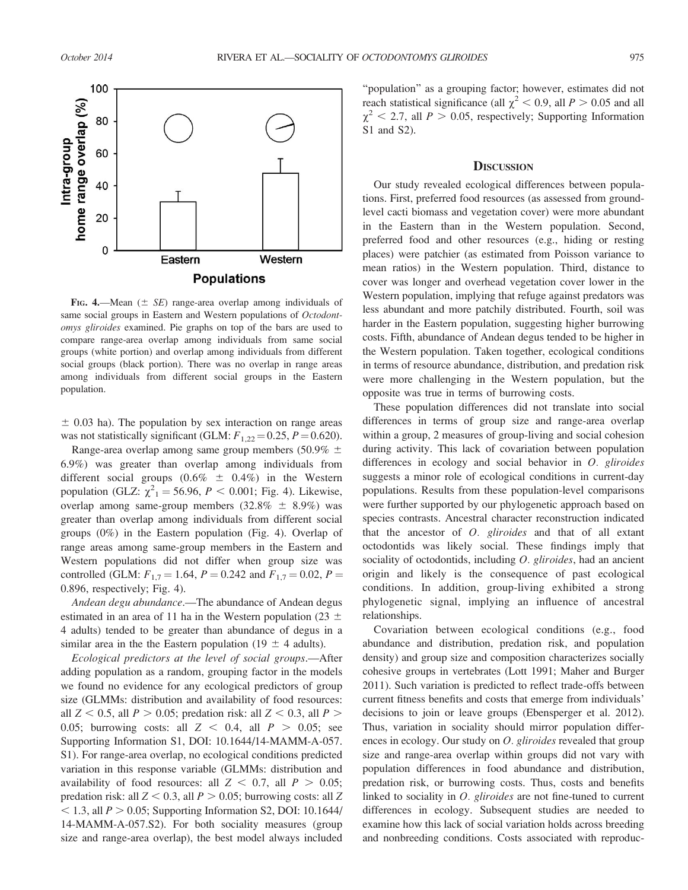FIG. 4.—Mean (± *SE*) range-area overlap among individuals of same social groups in Eastern and Western populations of *Octodontomys gliroides* examined. Pie graphs on top of the bars are used to compare range-area overlap among individuals from same social groups (white portion) and overlap among individuals from different social groups (black portion). There was no overlap in range areas among individuals from different social groups in the Eastern population.

± 0.03 ha). The population by sex interaction on range areas was not statistically significant (GLM: $F_{1,22} = 0.25$, $P = 0.620$).

Range-area overlap among same group members (50.9% ± 6.9%) was greater than overlap among individuals from different social groups (0.6% ± 0.4%) in the Western population (GLZ: $\chi^2_1 = 56.96$, $P < 0.001$; Fig. 4). Likewise, overlap among same-group members (32.8% ± 8.9%) was greater than overlap among individuals from different social groups (0%) in the Eastern population (Fig. 4). Overlap of range areas among same-group members in the Eastern and Western populations did not differ when group size was controlled (GLM: $F_{1,7} = 1.64$, $P = 0.242$ and $F_{1,7} = 0.02$, $P = 0.896$, respectively; Fig. 4).

*Andean degu abundance*.—The abundance of Andean degus estimated in an area of 11 ha in the Western population (23 ± 4 adults) tended to be greater than abundance of degus in a similar area in the the Eastern population (19 ± 4 adults).

*Ecological predictors at the level of social groups*.—After adding population as a random, grouping factor in the models we found no evidence for any ecological predictors of group size (GLMMs: distribution and availability of food resources: all $Z < 0.5$, all $P > 0.05$; predation risk: all $Z < 0.3$, all $P > 0.05$; burrowing costs: all $Z < 0.4$, all $P > 0.05$; see Supporting Information S1, DOI: 10.1644/14-MAMM-A-057.S1). For range-area overlap, no ecological conditions predicted variation in this response variable (GLMMs: distribution and availability of food resources: all $Z < 0.7$, all $P > 0.05$; predation risk: all $Z < 0.3$, all $P > 0.05$; burrowing costs: all $Z < 1.3$, all $P > 0.05$; Supporting Information S2, DOI: 10.1644/14-MAMM-A-057.S2). For both sociality measures (group size and range-area overlap), the best model always included "population" as a grouping factor; however, estimates did not reach statistical significance (all $\chi^2 < 0.9$, all $P > 0.05$ and all $\chi^2 < 2.7$, all $P > 0.05$, respectively; Supporting Information S1 and S2).

## DISCUSSION

Our study revealed ecological differences between populations. First, preferred food resources (as assessed from ground-level cacti biomass and vegetation cover) were more abundant in the Eastern than in the Western population. Second, preferred food and other resources (e.g., hiding or resting places) were patchier (as estimated from Poisson variance to mean ratios) in the Western population. Third, distance to cover was longer and overhead vegetation cover lower in the Western population, implying that refuge against predators was less abundant and more patchily distributed. Fourth, soil was harder in the Eastern population, suggesting higher burrowing costs. Fifth, abundance of Andean degus tended to be higher in the Western population. Taken together, ecological conditions in terms of resource abundance, distribution, and predation risk were more challenging in the Western population, but the opposite was true in terms of burrowing costs.

These population differences did not translate into social differences in terms of group size and range-area overlap within a group, 2 measures of group-living and social cohesion during activity. This lack of covariation between population differences in ecology and social behavior in *O. gliroides* suggests a minor role of ecological conditions in current-day populations. Results from these population-level comparisons were further supported by our phylogenetic approach based on species contrasts. Ancestral character reconstruction indicated that the ancestor of *O. gliroides* and that of all extant octodontids was likely social. These findings imply that sociality of octodontids, including *O. gliroides*, had an ancient origin and likely is the consequence of past ecological conditions. In addition, group-living exhibited a strong phylogenetic signal, implying an influence of ancestral relationships.

Covariation between ecological conditions (e.g., food abundance and distribution, predation risk, and population density) and group size and composition characterizes socially cohesive groups in vertebrates (Lott 1991; Maher and Burger 2011). Such variation is predicted to reflect trade-offs between current fitness benefits and costs that emerge from individuals' decisions to join or leave groups (Ebensperger et al. 2012). Thus, variation in sociality should mirror population differences in ecology. Our study on *O. gliroides* revealed that group size and range-area overlap within groups did not vary with population differences in food abundance and distribution, predation risk, or burrowing costs. Thus, costs and benefits linked to sociality in *O. gliroides* are not fine-tuned to current differences in ecology. Subsequent studies are needed to examine how this lack of social variation holds across breeding and nonbreeding conditions. Costs associated with reproduc-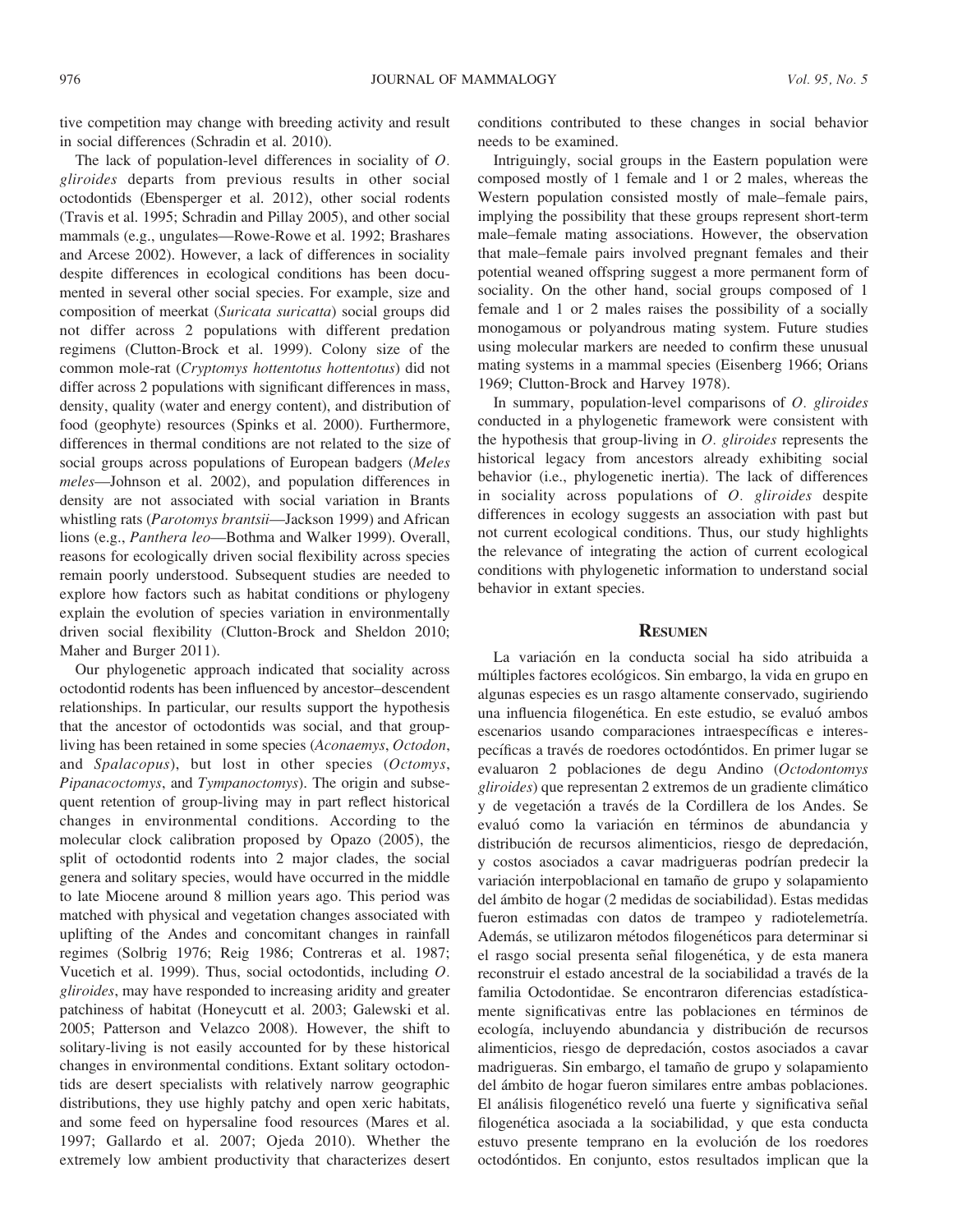tive competition may change with breeding activity and result in social differences (Schradin et al. 2010).

The lack of population-level differences in sociality of *O. gliroides* departs from previous results in other social octodontids (Ebensperger et al. 2012), other social rodents (Travis et al. 1995; Schradin and Pillay 2005), and other social mammals (e.g., ungulates—Rowe-Rowe et al. 1992; Brashares and Arcese 2002). However, a lack of differences in sociality despite differences in ecological conditions has been documented in several other social species. For example, size and composition of meerkat (*Suricata suricatta*) social groups did not differ across 2 populations with different predation regimens (Clutton-Brock et al. 1999). Colony size of the common mole-rat (*Cryptomys hottentotus hottentotus*) did not differ across 2 populations with significant differences in mass, density, quality (water and energy content), and distribution of food (geophyte) resources (Spinks et al. 2000). Furthermore, differences in thermal conditions are not related to the size of social groups across populations of European badgers (*Meles meles*—Johnson et al. 2002), and population differences in density are not associated with social variation in Brants whistling rats (*Parotomys brantsii*—Jackson 1999) and African lions (e.g., *Panthera leo*—Bothma and Walker 1999). Overall, reasons for ecologically driven social flexibility across species remain poorly understood. Subsequent studies are needed to explore how factors such as habitat conditions or phylogeny explain the evolution of species variation in environmentally driven social flexibility (Clutton-Brock and Sheldon 2010; Maher and Burger 2011).

Our phylogenetic approach indicated that sociality across octodontid rodents has been influenced by ancestor–descendent relationships. In particular, our results support the hypothesis that the ancestor of octodontids was social, and that group-living has been retained in some species (*Aconaemys*, *Octodon*, and *Spalacopus*), but lost in other species (*Octomys*, *Pipanacoctomys*, and *Tympanoctomys*). The origin and subsequent retention of group-living may in part reflect historical changes in environmental conditions. According to the molecular clock calibration proposed by Opazo (2005), the split of octodontid rodents into 2 major clades, the social genera and solitary species, would have occurred in the middle to late Miocene around 8 million years ago. This period was matched with physical and vegetation changes associated with uplifting of the Andes and concomitant changes in rainfall regimes (Solbrig 1976; Reig 1986; Contreras et al. 1987; Vucetich et al. 1999). Thus, social octodontids, including *O. gliroides*, may have responded to increasing aridity and greater patchiness of habitat (Honeycutt et al. 2003; Galewski et al. 2005; Patterson and Velazco 2008). However, the shift to solitary-living is not easily accounted for by these historical changes in environmental conditions. Extant solitary octodontids are desert specialists with relatively narrow geographic distributions, they use highly patchy and open xeric habitats, and some feed on hypersaline food resources (Mares et al. 1997; Gallardo et al. 2007; Ojeda 2010). Whether the extremely low ambient productivity that characterizes desert conditions contributed to these changes in social behavior needs to be examined.

Intriguingly, social groups in the Eastern population were composed mostly of 1 female and 1 or 2 males, whereas the Western population consisted mostly of male–female pairs, implying the possibility that these groups represent short-term male–female mating associations. However, the observation that male–female pairs involved pregnant females and their potential weaned offspring suggest a more permanent form of sociality. On the other hand, social groups composed of 1 female and 1 or 2 males raises the possibility of a socially monogamous or polyandrous mating system. Future studies using molecular markers are needed to confirm these unusual mating systems in a mammal species (Eisenberg 1966; Orians 1969; Clutton-Brock and Harvey 1978).

In summary, population-level comparisons of *O. gliroides* conducted in a phylogenetic framework were consistent with the hypothesis that group-living in *O. gliroides* represents the historical legacy from ancestors already exhibiting social behavior (i.e., phylogenetic inertia). The lack of differences in sociality across populations of *O. gliroides* despite differences in ecology suggests an association with past but not current ecological conditions. Thus, our study highlights the relevance of integrating the action of current ecological conditions with phylogenetic information to understand social behavior in extant species.

## Resumen

La variación en la conducta social ha sido atribuida a múltiples factores ecológicos. Sin embargo, la vida en grupo en algunas especies es un rasgo altamente conservado, sugiriendo una influencia filogenética. En este estudio, se evaluó ambos escenarios usando comparaciones intraespecíficas e interespecíficas a través de roedores octodóntidos. En primer lugar se evaluaron 2 poblaciones de degu Andino (*Octodontomys gliroides*) que representan 2 extremos de un gradiente climático y de vegetación a través de la Cordillera de los Andes. Se evaluó como la variación en términos de abundancia y distribución de recursos alimenticios, riesgo de depredación, y costos asociados a cavar madrigueras podrían predecir la variación interpoblacional en tamaño de grupo y solapamiento del ámbito de hogar (2 medidas de sociabilidad). Estas medidas fueron estimadas con datos de trampeo y radiotelemetría. Además, se utilizaron métodos filogenéticos para determinar si el rasgo social presenta señal filogenética, y de esta manera reconstruir el estado ancestral de la sociabilidad a través de la familia Octodontidae. Se encontraron diferencias estadísticamente significativas entre las poblaciones en términos de ecología, incluyendo abundancia y distribución de recursos alimenticios, riesgo de depredación, costos asociados a cavar madrigueras. Sin embargo, el tamaño de grupo y solapamiento del ámbito de hogar fueron similares entre ambas poblaciones. El análisis filogenético reveló una fuerte y significativa señal filogenética asociada a la sociabilidad, y que esta conducta estuvo presente temprano en la evolución de los roedores octodóntidos. En conjunto, estos resultados implican que la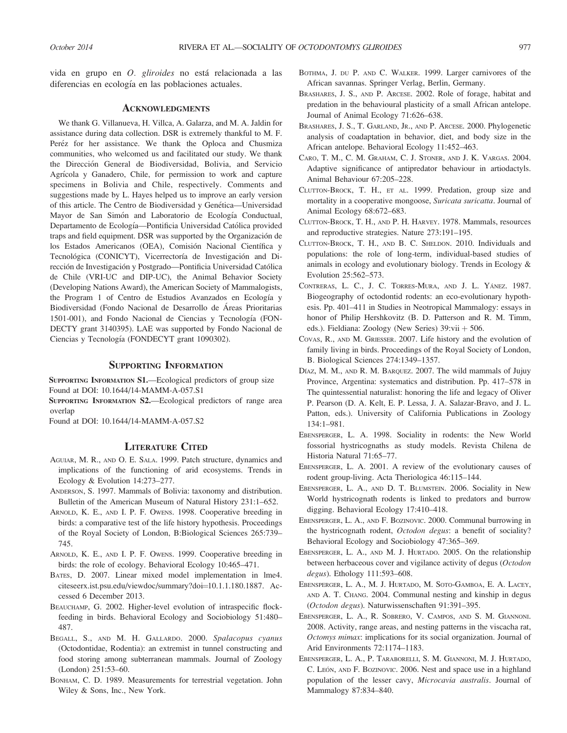vida en grupo en *O. gliroides* no está relacionada a las diferencias en ecología en las poblaciones actuales.

## Acknowledgments

We thank G. Villanueva, H. Villca, A. Galarza, and M. A. Jaldin for assistance during data collection. DSR is extremely thankful to M. F. Peréz for her assistance. We thank the Oploca and Chusmiza communities, who welcomed us and facilitated our study. We thank the Dirección General de Biodiversidad, Bolivia, and Servicio Agrícola y Ganadero, Chile, for permission to work and capture specimens in Bolivia and Chile, respectively. Comments and suggestions made by L. Hayes helped us to improve an early version of this article. The Centro de Biodiversidad y Genética—Universidad Mayor de San Simón and Laboratorio de Ecología Conductual, Departamento de Ecología—Pontificia Universidad Católica provided traps and field equipment. DSR was supported by the Organización de los Estados Americanos (OEA), Comisión Nacional Científica y Tecnológica (CONICYT), Vicerrectoría de Investigación and Dirección de Investigación y Postgrado—Pontificia Universidad Católica de Chile (VRI-UC and DIP-UC), the Animal Behavior Society (Developing Nations Award), the American Society of Mammalogists, the Program 1 of Centro de Estudios Avanzados en Ecología y Biodiversidad (Fondo Nacional de Desarrollo de Áreas Prioritarias 1501-001), and Fondo Nacional de Ciencias y Tecnología (FONDECTY grant 3140395). LAE was supported by Fondo Nacional de Ciencias y Tecnología (FONDECYT grant 1090302).

## Supporting Information

**Supporting Information S1.**—Ecological predictors of group size
Found at DOI: 10.1644/14-MAMM-A-057.S1

**Supporting Information S2.**—Ecological predictors of range area overlap
Found at DOI: 10.1644/14-MAMM-A-057.S2

## Literature Cited

Aguiar, M. R., and O. E. Sala. 1999. Patch structure, dynamics and implications of the functioning of arid ecosystems. Trends in Ecology & Evolution 14:273–277.

Anderson, S. 1997. Mammals of Bolivia: taxonomy and distribution. Bulletin of the American Museum of Natural History 231:1–652.

Arnold, K. E., and I. P. F. Owens. 1998. Cooperative breeding in birds: a comparative test of the life history hypothesis. Proceedings of the Royal Society of London, B:Biological Sciences 265:739–745.

Arnold, K. E., and I. P. F. Owens. 1999. Cooperative breeding in birds: the role of ecology. Behavioral Ecology 10:465–471.

Bates, D. 2007. Linear mixed model implementation in lme4. citeseerx.ist.psu.edu/viewdoc/summary?doi=10.1.1.180.1887. Accessed 6 December 2013.

Beauchamp, G. 2002. Higher-level evolution of intraspecific flock-feeding in birds. Behavioral Ecology and Sociobiology 51:480–487.

Begall, S., and M. H. Gallardo. 2000. *Spalacopus cyanus* (Octodontidae, Rodentia): an extremist in tunnel constructing and food storing among subterranean mammals. Journal of Zoology (London) 251:53–60.

Bonham, C. D. 1989. Measurements for terrestrial vegetation. John Wiley & Sons, Inc., New York.

Bothma, J. du P. and C. Walker. 1999. Larger carnivores of the African savannas. Springer Verlag, Berlin, Germany.

Brashares, J. S., and P. Arcese. 2002. Role of forage, habitat and predation in the behavioural plasticity of a small African antelope. Journal of Animal Ecology 71:626–638.

Brashares, J. S., T. Garland, Jr., and P. Arcese. 2000. Phylogenetic analysis of coadaptation in behavior, diet, and body size in the African antelope. Behavioral Ecology 11:452–463.

Caro, T. M., C. M. Graham, C. J. Stoner, and J. K. Vargas. 2004. Adaptive significance of antipredator behaviour in artiodactyls. Animal Behaviour 67:205–228.

Clutton-Brock, T. H., et al. 1999. Predation, group size and mortality in a cooperative mongoose, *Suricata suricatta*. Journal of Animal Ecology 68:672–683.

Clutton-Brock, T. H., and P. H. Harvey. 1978. Mammals, resources and reproductive strategies. Nature 273:191–195.

Clutton-Brock, T. H., and B. C. Sheldon. 2010. Individuals and populations: the role of long-term, individual-based studies of animals in ecology and evolutionary biology. Trends in Ecology & Evolution 25:562–573.

Contreras, L. C., J. C. Torres-Mura, and J. L. Yáñez. 1987. Biogeography of octodontid rodents: an eco-evolutionary hypothesis. Pp. 401–411 in Studies in Neotropical Mammalogy: essays in honor of Philip Hershkovitz (B. D. Patterson and R. M. Timm, eds.). Fieldiana: Zoology (New Series) 39:vii + 506.

Covas, R., and M. Griesser. 2007. Life history and the evolution of family living in birds. Proceedings of the Royal Society of London, B. Biological Sciences 274:1349–1357.

Díaz, M. M., and R. M. Barquez. 2007. The wild mammals of Jujuy Province, Argentina: systematics and distribution. Pp. 417–578 in The quintessential naturalist: honoring the life and legacy of Oliver P. Pearson (D. A. Kelt, E. P. Lessa, J. A. Salazar-Bravo, and J. L. Patton, eds.). University of California Publications in Zoology 134:1–981.

Ebensperger, L. A. 1998. Sociality in rodents: the New World fossorial hystricognaths as study models. Revista Chilena de Historia Natural 71:65–77.

Ebensperger, L. A. 2001. A review of the evolutionary causes of rodent group-living. Acta Theriologica 46:115–144.

Ebensperger, L. A., and D. T. Blumstein. 2006. Sociality in New World hystricognath rodents is linked to predators and burrow digging. Behavioral Ecology 17:410–418.

Ebensperger, L. A., and F. Bozinovic. 2000. Communal burrowing in the hystricognath rodent, *Octodon degus*: a benefit of sociality? Behavioral Ecology and Sociobiology 47:365–369.

Ebensperger, L. A., and M. J. Hurtado. 2005. On the relationship between herbaceous cover and vigilance activity of degus (*Octodon degus*). Ethology 111:593–608.

Ebensperger, L. A., M. J. Hurtado, M. Soto-Gamboa, E. A. Lacey, and A. T. Chang. 2004. Communal nesting and kinship in degus (*Octodon degus*). Naturwissenschaften 91:391–395.

Ebensperger, L. A., R. Sobrero, V. Campos, and S. M. Giannoni. 2008. Activity, range areas, and nesting patterns in the viscacha rat, *Octomys mimax*: implications for its social organization. Journal of Arid Environments 72:1174–1183.

Ebensperger, L. A., P. Taraborelli, S. M. Giannoni, M. J. Hurtado, C. León, and F. Bozinovic. 2006. Nest and space use in a highland population of the lesser cavy, *Microcavia australis*. Journal of Mammalogy 87:834–840.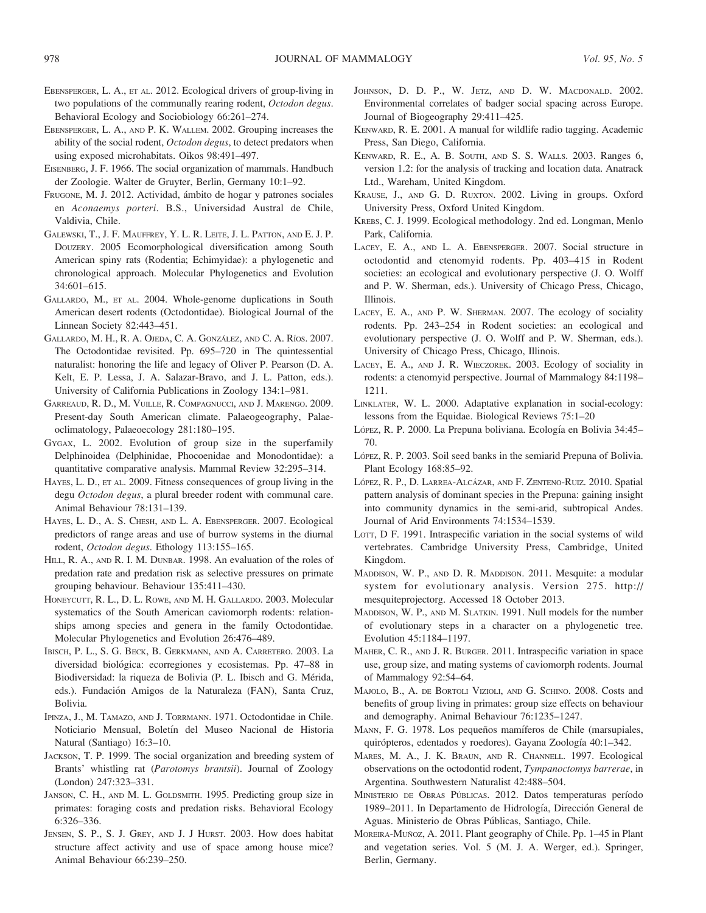Ebensperger, L. A., et al. 2012. Ecological drivers of group-living in two populations of the communally rearing rodent, *Octodon degus*. Behavioral Ecology and Sociobiology 66:261–274.

Ebensperger, L. A., and P. K. Wallem. 2002. Grouping increases the ability of the social rodent, *Octodon degus*, to detect predators when using exposed microhabitats. Oikos 98:491–497.

Eisenberg, J. F. 1966. The social organization of mammals. Handbuch der Zoologie. Walter de Gruyter, Berlin, Germany 10:1–92.

Frugone, M. J. 2012. Actividad, ámbito de hogar y patrones sociales en *Aconaemys porteri*. B.S., Universidad Austral de Chile, Valdivia, Chile.

Galewski, T., J. F. Mauffrey, Y. L. R. Leite, J. L. Patton, and E. J. P. Douzery. 2005 Ecomorphological diversification among South American spiny rats (Rodentia; Echimyidae): a phylogenetic and chronological approach. Molecular Phylogenetics and Evolution 34:601–615.

Gallardo, M., et al. 2004. Whole-genome duplications in South American desert rodents (Octodontidae). Biological Journal of the Linnean Society 82:443–451.

Gallardo, M. H., R. A. Ojeda, C. A. González, and C. A. Ríos. 2007. The Octodontidae revisited. Pp. 695–720 in The quintessential naturalist: honoring the life and legacy of Oliver P. Pearson (D. A. Kelt, E. P. Lessa, J. A. Salazar-Bravo, and J. L. Patton, eds.). University of California Publications in Zoology 134:1–981.

Garreaud, R. D., M. Vuille, R. Compagnucci, and J. Marengo. 2009. Present-day South American climate. Palaeogeography, Palaeoclimatology, Palaeoecology 281:180–195.

Gygax, L. 2002. Evolution of group size in the superfamily Delphinoidea (Delphinidae, Phocoenidae and Monodontidae): a quantitative comparative analysis. Mammal Review 32:295–314.

Hayes, L. D., et al. 2009. Fitness consequences of group living in the degu *Octodon degus*, a plural breeder rodent with communal care. Animal Behaviour 78:131–139.

Hayes, L. D., A. S. Chesh, and L. A. Ebensperger. 2007. Ecological predictors of range areas and use of burrow systems in the diurnal rodent, *Octodon degus*. Ethology 113:155–165.

Hill, R. A., and R. I. M. Dunbar. 1998. An evaluation of the roles of predation rate and predation risk as selective pressures on primate grouping behaviour. Behaviour 135:411–430.

Honeycutt, R. L., D. L. Rowe, and M. H. Gallardo. 2003. Molecular systematics of the South American caviomorph rodents: relationships among species and genera in the family Octodontidae. Molecular Phylogenetics and Evolution 26:476–489.

Ibisch, P. L., S. G. Beck, B. Gerkmann, and A. Carretero. 2003. La diversidad biológica: ecorregiones y ecosistemas. Pp. 47–88 in Biodiversidad: la riqueza de Bolivia (P. L. Ibisch and G. Mérida, eds.). Fundación Amigos de la Naturaleza (FAN), Santa Cruz, Bolivia.

Ipinza, J., M. Tamazo, and J. Torrmann. 1971. Octodontidae in Chile. Noticiario Mensual, Boletín del Museo Nacional de Historia Natural (Santiago) 16:3–10.

Jackson, T. P. 1999. The social organization and breeding system of Brants' whistling rat (*Parotomys brantsii*). Journal of Zoology (London) 247:323–331.

Janson, C. H., and M. L. Goldsmith. 1995. Predicting group size in primates: foraging costs and predation risks. Behavioral Ecology 6:326–336.

Jensen, S. P., S. J. Grey, and J. J Hurst. 2003. How does habitat structure affect activity and use of space among house mice? Animal Behaviour 66:239–250.

Johnson, D. D. P., W. Jetz, and D. W. Macdonald. 2002. Environmental correlates of badger social spacing across Europe. Journal of Biogeography 29:411–425.

Kenward, R. E. 2001. A manual for wildlife radio tagging. Academic Press, San Diego, California.

Kenward, R. E., A. B. South, and S. S. Walls. 2003. Ranges 6, version 1.2: for the analysis of tracking and location data. Anatrack Ltd., Wareham, United Kingdom.

Krause, J., and G. D. Ruxton. 2002. Living in groups. Oxford University Press, Oxford United Kingdom.

Krebs, C. J. 1999. Ecological methodology. 2nd ed. Longman, Menlo Park, California.

Lacey, E. A., and L. A. Ebensperger. 2007. Social structure in octodontid and ctenomyid rodents. Pp. 403–415 in Rodent societies: an ecological and evolutionary perspective (J. O. Wolff and P. W. Sherman, eds.). University of Chicago Press, Chicago, Illinois.

Lacey, E. A., and P. W. Sherman. 2007. The ecology of sociality rodents. Pp. 243–254 in Rodent societies: an ecological and evolutionary perspective (J. O. Wolff and P. W. Sherman, eds.). University of Chicago Press, Chicago, Illinois.

Lacey, E. A., and J. R. Wieczorek. 2003. Ecology of sociality in rodents: a ctenomyid perspective. Journal of Mammalogy 84:1198–1211.

Linklater, W. L. 2000. Adaptative explanation in social-ecology: lessons from the Equidae. Biological Reviews 75:1–20

López, R. P. 2000. La Prepuna boliviana. Ecología en Bolivia 34:45–70.

López, R. P. 2003. Soil seed banks in the semiarid Prepuna of Bolivia. Plant Ecology 168:85–92.

López, R. P., D. Larrea-Alcázar, and F. Zenteno-Ruiz. 2010. Spatial pattern analysis of dominant species in the Prepuna: gaining insight into community dynamics in the semi-arid, subtropical Andes. Journal of Arid Environments 74:1534–1539.

Lott, D F. 1991. Intraspecific variation in the social systems of wild vertebrates. Cambridge University Press, Cambridge, United Kingdom.

Maddison, W. P., and D. R. Maddison. 2011. Mesquite: a modular system for evolutionary analysis. Version 275. http://mesquiteprojectorg. Accessed 18 October 2013.

Maddison, W. P., and M. Slatkin. 1991. Null models for the number of evolutionary steps in a character on a phylogenetic tree. Evolution 45:1184–1197.

Maher, C. R., and J. R. Burger. 2011. Intraspecific variation in space use, group size, and mating systems of caviomorph rodents. Journal of Mammalogy 92:54–64.

Majolo, B., A. de Bortoli Vizioli, and G. Schino. 2008. Costs and benefits of group living in primates: group size effects on behaviour and demography. Animal Behaviour 76:1235–1247.

Mann, F. G. 1978. Los pequeños mamíferos de Chile (marsupiales, quirópteros, edentados y roedores). Gayana Zoología 40:1–342.

Mares, M. A., J. K. Braun, and R. Channell. 1997. Ecological observations on the octodontid rodent, *Tympanoctomys barrerae*, in Argentina. Southwestern Naturalist 42:488–504.

Ministerio de Obras Públicas. 2012. Datos temperaturas período 1989–2011. In Departamento de Hidrología, Dirección General de Aguas. Ministerio de Obras Públicas, Santiago, Chile.

Moreira-Muñoz, A. 2011. Plant geography of Chile. Pp. 1–45 in Plant and vegetation series. Vol. 5 (M. J. A. Werger, ed.). Springer, Berlin, Germany.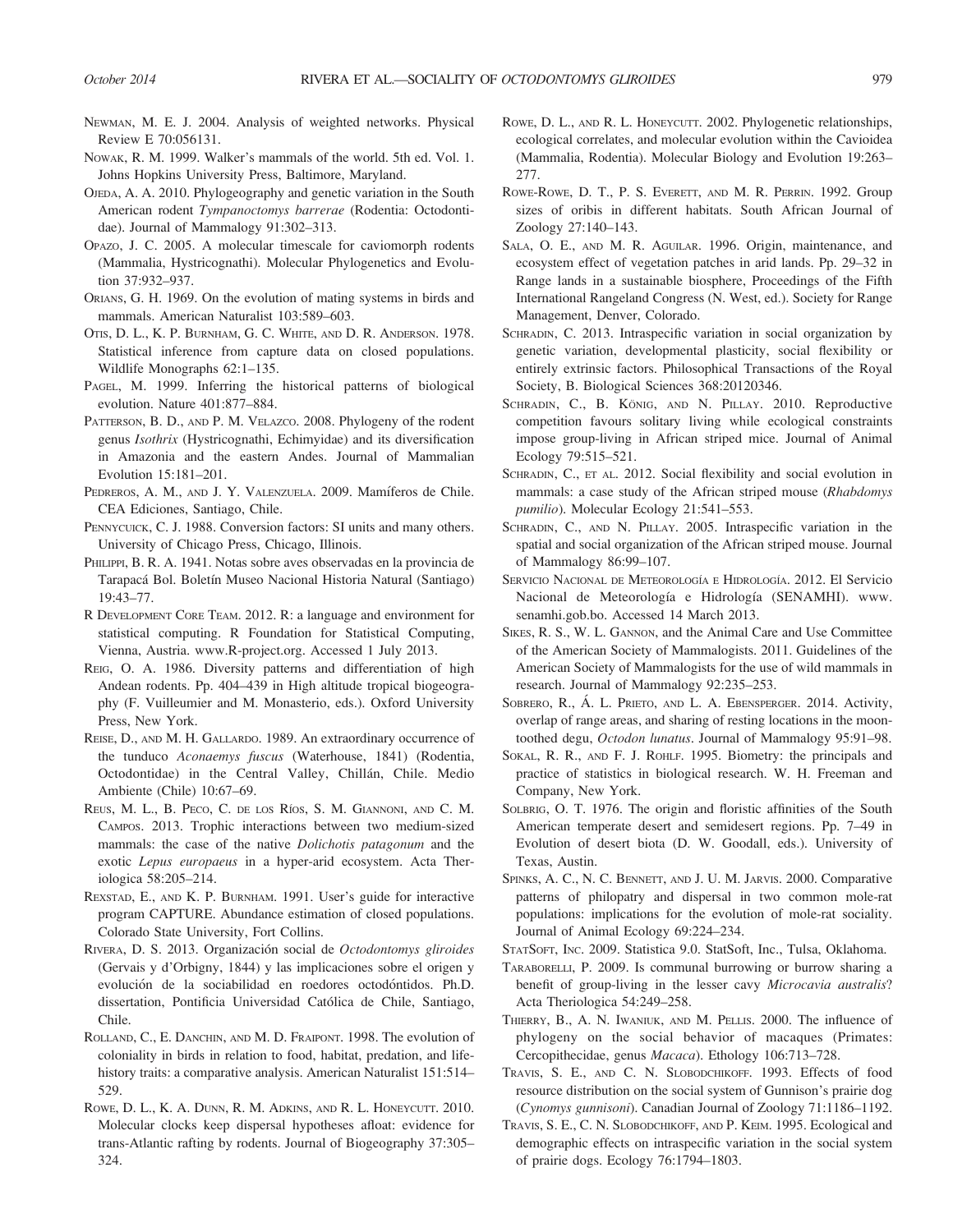Newman, M. E. J. 2004. Analysis of weighted networks. Physical Review E 70:056131.

Nowak, R. M. 1999. Walker's mammals of the world. 5th ed. Vol. 1. Johns Hopkins University Press, Baltimore, Maryland.

Ojeda, A. A. 2010. Phylogeography and genetic variation in the South American rodent *Tympanoctomys barrerae* (Rodentia: Octodontidae). Journal of Mammalogy 91:302–313.

Opazo, J. C. 2005. A molecular timescale for caviomorph rodents (Mammalia, Hystricognathi). Molecular Phylogenetics and Evolution 37:932–937.

Orians, G. H. 1969. On the evolution of mating systems in birds and mammals. American Naturalist 103:589–603.

Otis, D. L., K. P. Burnham, G. C. White, and D. R. Anderson. 1978. Statistical inference from capture data on closed populations. Wildlife Monographs 62:1–135.

Pagel, M. 1999. Inferring the historical patterns of biological evolution. Nature 401:877–884.

Patterson, B. D., and P. M. Velazco. 2008. Phylogeny of the rodent genus *Isothrix* (Hystricognathi, Echimyidae) and its diversification in Amazonia and the eastern Andes. Journal of Mammalian Evolution 15:181–201.

Pedreros, A. M., and J. Y. Valenzuela. 2009. Mamíferos de Chile. CEA Ediciones, Santiago, Chile.

Pennycuick, C. J. 1988. Conversion factors: SI units and many others. University of Chicago Press, Chicago, Illinois.

Philippi, B. R. A. 1941. Notas sobre aves observadas en la provincia de Tarapacá Bol. Boletín Museo Nacional Historia Natural (Santiago) 19:43–77.

R Development Core Team. 2012. R: a language and environment for statistical computing. R Foundation for Statistical Computing, Vienna, Austria. www.R-project.org. Accessed 1 July 2013.

Reig, O. A. 1986. Diversity patterns and differentiation of high Andean rodents. Pp. 404–439 in High altitude tropical biogeography (F. Vuilleumier and M. Monasterio, eds.). Oxford University Press, New York.

Reise, D., and M. H. Gallardo. 1989. An extraordinary occurrence of the tunduco *Aconaemys fuscus* (Waterhouse, 1841) (Rodentia, Octodontidae) in the Central Valley, Chillán, Chile. Medio Ambiente (Chile) 10:67–69.

Reus, M. L., B. Peco, C. de los Ríos, S. M. Giannoni, and C. M. Campos. 2013. Trophic interactions between two medium-sized mammals: the case of the native *Dolichotis patagonum* and the exotic *Lepus europaeus* in a hyper-arid ecosystem. Acta Theriologica 58:205–214.

Rexstad, E., and K. P. Burnham. 1991. User's guide for interactive program CAPTURE. Abundance estimation of closed populations. Colorado State University, Fort Collins.

Rivera, D. S. 2013. Organización social de *Octodontomys gliroides* (Gervais y d'Orbigny, 1844) y las implicaciones sobre el origen y evolución de la sociabilidad en roedores octodóntidos. Ph.D. dissertation, Pontificia Universidad Católica de Chile, Santiago, Chile.

Rolland, C., E. Danchin, and M. D. Fraipont. 1998. The evolution of coloniality in birds in relation to food, habitat, predation, and life-history traits: a comparative analysis. American Naturalist 151:514–529.

Rowe, D. L., K. A. Dunn, R. M. Adkins, and R. L. Honeycutt. 2010. Molecular clocks keep dispersal hypotheses afloat: evidence for trans-Atlantic rafting by rodents. Journal of Biogeography 37:305–324.

Rowe, D. L., and R. L. Honeycutt. 2002. Phylogenetic relationships, ecological correlates, and molecular evolution within the Cavioidea (Mammalia, Rodentia). Molecular Biology and Evolution 19:263–277.

Rowe-Rowe, D. T., P. S. Everett, and M. R. Perrin. 1992. Group sizes of oribis in different habitats. South African Journal of Zoology 27:140–143.

Sala, O. E., and M. R. Aguilar. 1996. Origin, maintenance, and ecosystem effect of vegetation patches in arid lands. Pp. 29–32 in Range lands in a sustainable biosphere, Proceedings of the Fifth International Rangeland Congress (N. West, ed.). Society for Range Management, Denver, Colorado.

Schradin, C. 2013. Intraspecific variation in social organization by genetic variation, developmental plasticity, social flexibility or entirely extrinsic factors. Philosophical Transactions of the Royal Society, B. Biological Sciences 368:20120346.

Schradin, C., B. König, and N. Pillay. 2010. Reproductive competition favours solitary living while ecological constraints impose group-living in African striped mice. Journal of Animal Ecology 79:515–521.

Schradin, C., et al. 2012. Social flexibility and social evolution in mammals: a case study of the African striped mouse (*Rhabdomys pumilio*). Molecular Ecology 21:541–553.

Schradin, C., and N. Pillay. 2005. Intraspecific variation in the spatial and social organization of the African striped mouse. Journal of Mammalogy 86:99–107.

Servicio Nacional de Meteorología e Hidrología. 2012. El Servicio Nacional de Meteorología e Hidrología (SENAMHI). www.senamhi.gob.bo. Accessed 14 March 2013.

Sikes, R. S., W. L. Gannon, and the Animal Care and Use Committee of the American Society of Mammalogists. 2011. Guidelines of the American Society of Mammalogists for the use of wild mammals in research. Journal of Mammalogy 92:235–253.

Sobrero, R., Á. L. Prieto, and L. A. Ebensperger. 2014. Activity, overlap of range areas, and sharing of resting locations in the moon-toothed degu, *Octodon lunatus*. Journal of Mammalogy 95:91–98.

Sokal, R. R., and F. J. Rohlf. 1995. Biometry: the principals and practice of statistics in biological research. W. H. Freeman and Company, New York.

Solbrig, O. T. 1976. The origin and floristic affinities of the South American temperate desert and semidesert regions. Pp. 7–49 in Evolution of desert biota (D. W. Goodall, eds.). University of Texas, Austin.

Spinks, A. C., N. C. Bennett, and J. U. M. Jarvis. 2000. Comparative patterns of philopatry and dispersal in two common mole-rat populations: implications for the evolution of mole-rat sociality. Journal of Animal Ecology 69:224–234.

StatSoft, Inc. 2009. Statistica 9.0. StatSoft, Inc., Tulsa, Oklahoma.

Taraborelli, P. 2009. Is communal burrowing or burrow sharing a benefit of group-living in the lesser cavy *Microcavia australis*? Acta Theriologica 54:249–258.

Thierry, B., A. N. Iwaniuk, and M. Pellis. 2000. The influence of phylogeny on the social behavior of macaques (Primates: Cercopithecidae, genus *Macaca*). Ethology 106:713–728.

Travis, S. E., and C. N. Slobodchikoff. 1993. Effects of food resource distribution on the social system of Gunnison's prairie dog (*Cynomys gunnisoni*). Canadian Journal of Zoology 71:1186–1192.

Travis, S. E., C. N. Slobodchikoff, and P. Keim. 1995. Ecological and demographic effects on intraspecific variation in the social system of prairie dogs. Ecology 76:1794–1803.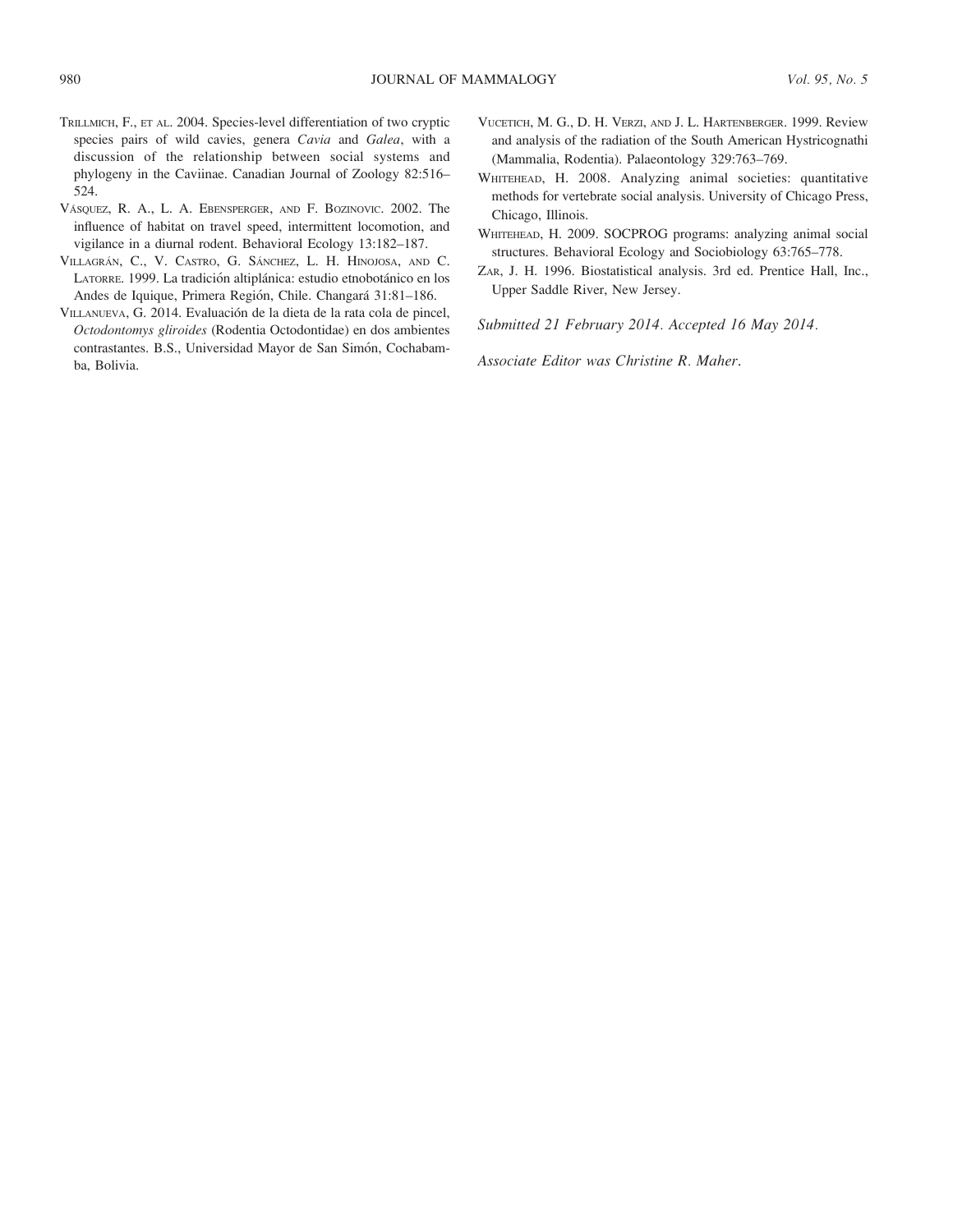Trillmich, F., et al. 2004. Species-level differentiation of two cryptic species pairs of wild cavies, genera *Cavia* and *Galea*, with a discussion of the relationship between social systems and phylogeny in the Caviinae. Canadian Journal of Zoology 82:516–524.

Vásquez, R. A., L. A. Ebensperger, and F. Bozinovic. 2002. The influence of habitat on travel speed, intermittent locomotion, and vigilance in a diurnal rodent. Behavioral Ecology 13:182–187.

Villagrán, C., V. Castro, G. Sánchez, L. H. Hinojosa, and C. Latorre. 1999. La tradición altiplánica: estudio etnobotánico en los Andes de Iquique, Primera Región, Chile. Changará 31:81–186.

Villanueva, G. 2014. Evaluación de la dieta de la rata cola de pincel, *Octodontomys gliroides* (Rodentia Octodontidae) en dos ambientes contrastantes. B.S., Universidad Mayor de San Simón, Cochabamba, Bolivia.

Vucetich, M. G., D. H. Verzi, and J. L. Hartenberger. 1999. Review and analysis of the radiation of the South American Hystricognathi (Mammalia, Rodentia). Palaeontology 329:763–769.

Whitehead, H. 2008. Analyzing animal societies: quantitative methods for vertebrate social analysis. University of Chicago Press, Chicago, Illinois.

Whitehead, H. 2009. SOCPROG programs: analyzing animal social structures. Behavioral Ecology and Sociobiology 63:765–778.

Zar, J. H. 1996. Biostatistical analysis. 3rd ed. Prentice Hall, Inc., Upper Saddle River, New Jersey.

*Submitted 21 February 2014. Accepted 16 May 2014.*

*Associate Editor was Christine R. Maher.*